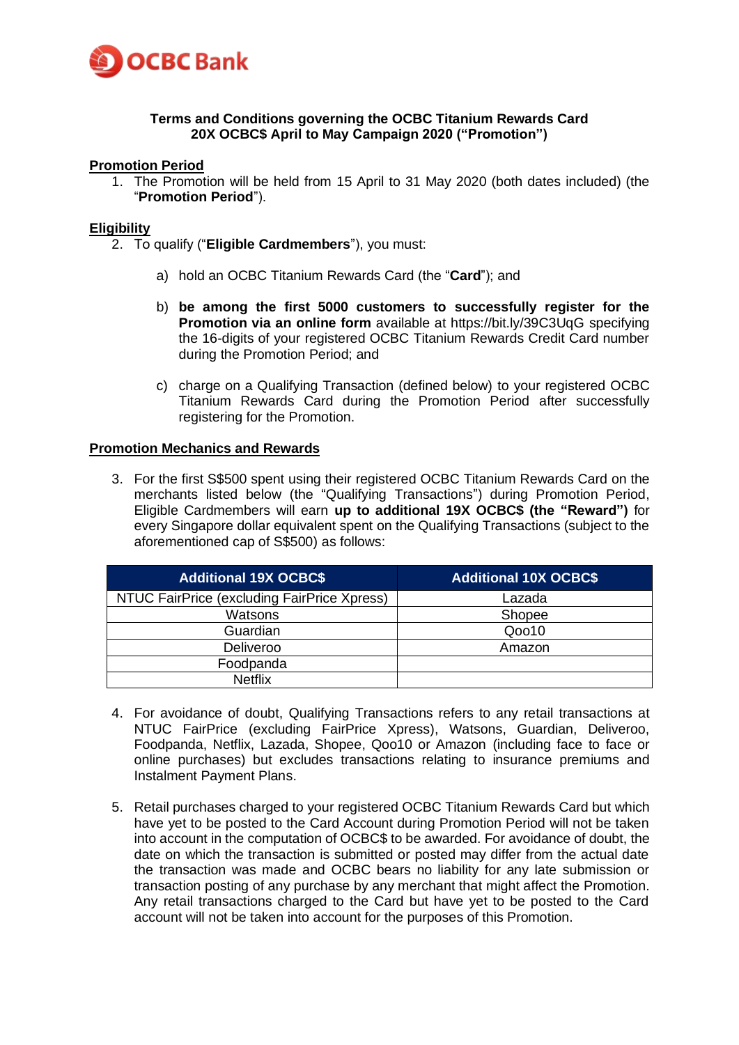OCBC Bank

**Terms and Conditions governing the OCBC Titanium Rewards Card**
**20X OCBC$ April to May Campaign 2020 ("Promotion")**

**Promotion Period**

1. The Promotion will be held from 15 April to 31 May 2020 (both dates included) (the "**Promotion Period**").

**Eligibility**

2. To qualify ("**Eligible Cardmembers**"), you must:

   a) hold an OCBC Titanium Rewards Card (the "**Card**"); and

   b) **be among the first 5000 customers to successfully register for the Promotion via an online form** available at https://bit.ly/39C3UqG specifying the 16-digits of your registered OCBC Titanium Rewards Credit Card number during the Promotion Period; and

   c) charge on a Qualifying Transaction (defined below) to your registered OCBC Titanium Rewards Card during the Promotion Period after successfully registering for the Promotion.

**Promotion Mechanics and Rewards**

3. For the first S$500 spent using their registered OCBC Titanium Rewards Card on the merchants listed below (the "Qualifying Transactions") during Promotion Period, Eligible Cardmembers will earn **up to additional 19X OCBC$ (the "Reward")** for every Singapore dollar equivalent spent on the Qualifying Transactions (subject to the aforementioned cap of S$500) as follows:

| Additional 19X OCBC$ | Additional 10X OCBC$ |
| --- | --- |
| NTUC FairPrice (excluding FairPrice Xpress) | Lazada |
| Watsons | Shopee |
| Guardian | Qoo10 |
| Deliveroo | Amazon |
| Foodpanda | |
| Netflix | |

4. For avoidance of doubt, Qualifying Transactions refers to any retail transactions at NTUC FairPrice (excluding FairPrice Xpress), Watsons, Guardian, Deliveroo, Foodpanda, Netflix, Lazada, Shopee, Qoo10 or Amazon (including face to face or online purchases) but excludes transactions relating to insurance premiums and Instalment Payment Plans.

5. Retail purchases charged to your registered OCBC Titanium Rewards Card but which have yet to be posted to the Card Account during Promotion Period will not be taken into account in the computation of OCBC$ to be awarded. For avoidance of doubt, the date on which the transaction is submitted or posted may differ from the actual date the transaction was made and OCBC bears no liability for any late submission or transaction posting of any purchase by any merchant that might affect the Promotion. Any retail transactions charged to the Card but have yet to be posted to the Card account will not be taken into account for the purposes of this Promotion.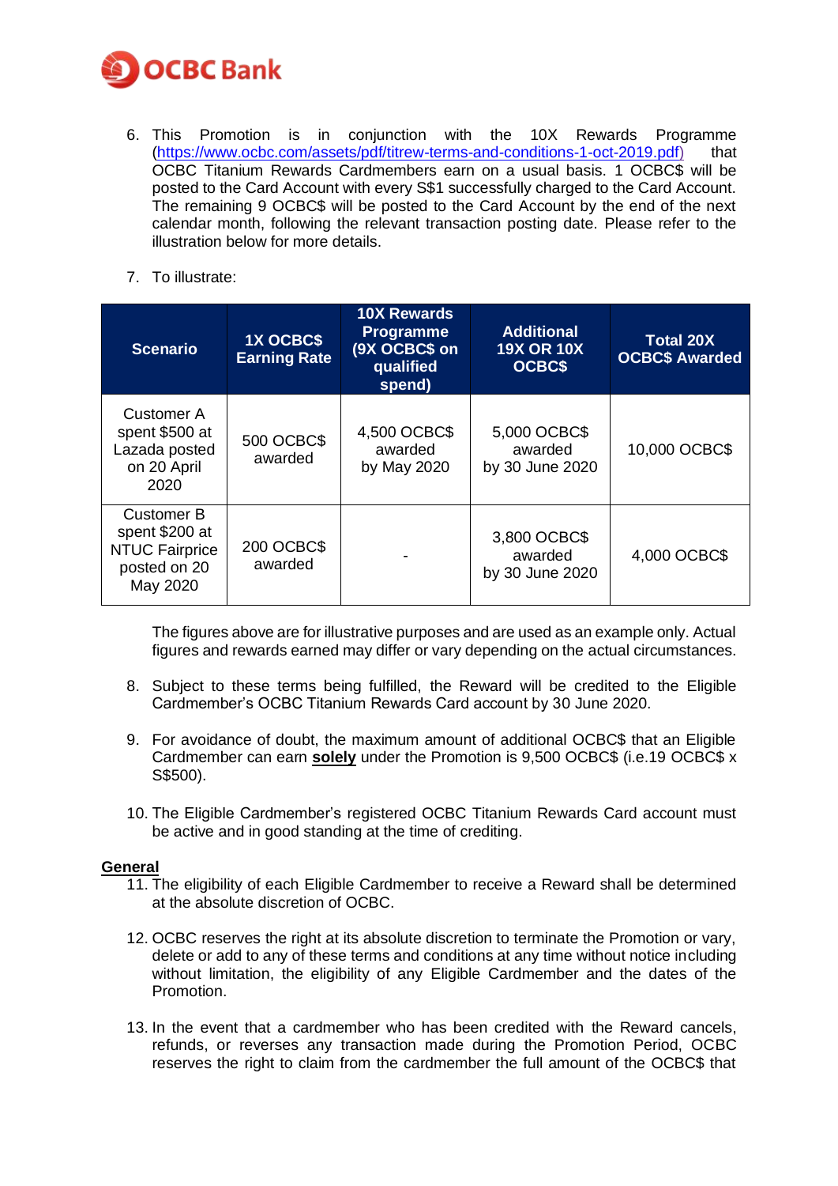6. This Promotion is in conjunction with the 10X Rewards Programme (https://www.ocbc.com/assets/pdf/titrew-terms-and-conditions-1-oct-2019.pdf) that OCBC Titanium Rewards Cardmembers earn on a usual basis. 1 OCBC$ will be posted to the Card Account with every S$1 successfully charged to the Card Account. The remaining 9 OCBC$ will be posted to the Card Account by the end of the next calendar month, following the relevant transaction posting date. Please refer to the illustration below for more details.

7. To illustrate:

| Scenario | 1X OCBC$ Earning Rate | 10X Rewards Programme (9X OCBC$ on qualified spend) | Additional 19X OR 10X OCBC$ | Total 20X OCBC$ Awarded |
|---|---|---|---|---|
| Customer A spent $500 at Lazada posted on 20 April 2020 | 500 OCBC$ awarded | 4,500 OCBC$ awarded by May 2020 | 5,000 OCBC$ awarded by 30 June 2020 | 10,000 OCBC$ |
| Customer B spent $200 at NTUC Fairprice posted on 20 May 2020 | 200 OCBC$ awarded | - | 3,800 OCBC$ awarded by 30 June 2020 | 4,000 OCBC$ |

The figures above are for illustrative purposes and are used as an example only. Actual figures and rewards earned may differ or vary depending on the actual circumstances.

8. Subject to these terms being fulfilled, the Reward will be credited to the Eligible Cardmember's OCBC Titanium Rewards Card account by 30 June 2020.

9. For avoidance of doubt, the maximum amount of additional OCBC$ that an Eligible Cardmember can earn **solely** under the Promotion is 9,500 OCBC$ (i.e.19 OCBC$ x S$500).

10. The Eligible Cardmember's registered OCBC Titanium Rewards Card account must be active and in good standing at the time of crediting.

**General**

11. The eligibility of each Eligible Cardmember to receive a Reward shall be determined at the absolute discretion of OCBC.

12. OCBC reserves the right at its absolute discretion to terminate the Promotion or vary, delete or add to any of these terms and conditions at any time without notice including without limitation, the eligibility of any Eligible Cardmember and the dates of the Promotion.

13. In the event that a cardmember who has been credited with the Reward cancels, refunds, or reverses any transaction made during the Promotion Period, OCBC reserves the right to claim from the cardmember the full amount of the OCBC$ that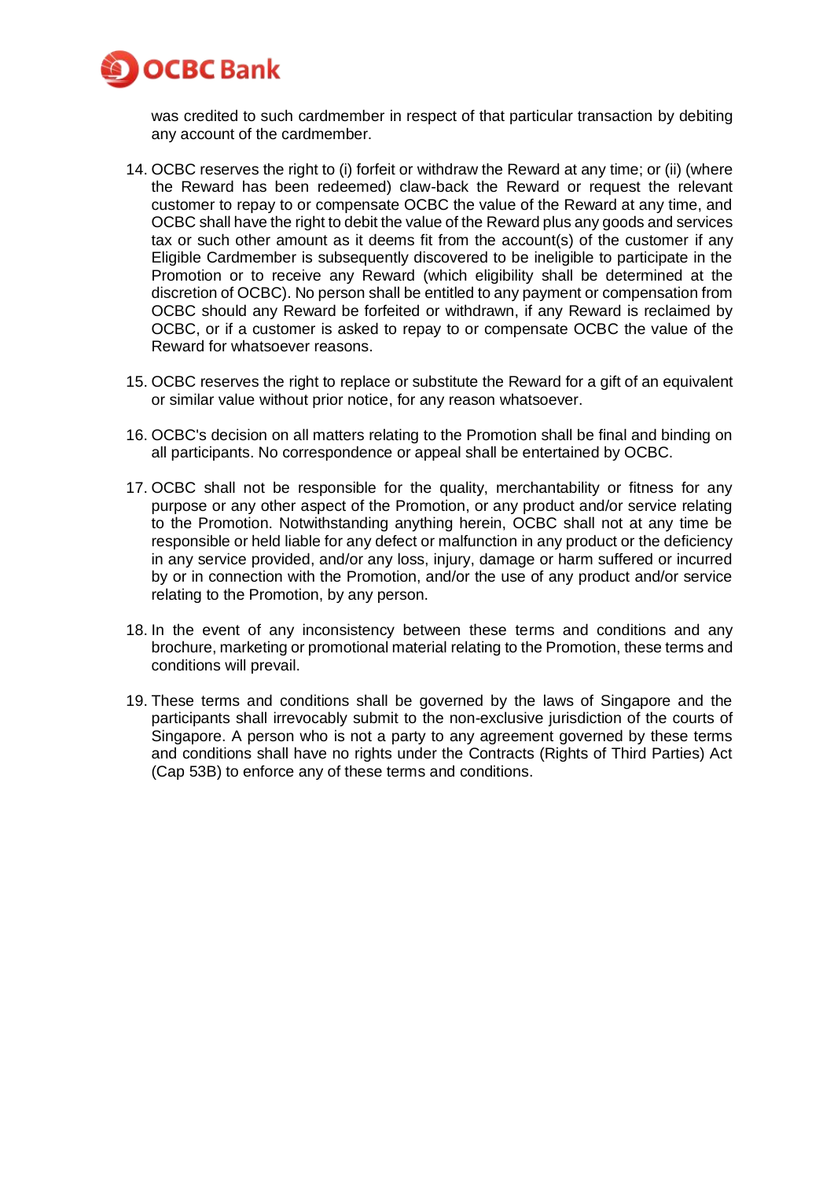was credited to such cardmember in respect of that particular transaction by debiting any account of the cardmember.

14. OCBC reserves the right to (i) forfeit or withdraw the Reward at any time; or (ii) (where the Reward has been redeemed) claw-back the Reward or request the relevant customer to repay to or compensate OCBC the value of the Reward at any time, and OCBC shall have the right to debit the value of the Reward plus any goods and services tax or such other amount as it deems fit from the account(s) of the customer if any Eligible Cardmember is subsequently discovered to be ineligible to participate in the Promotion or to receive any Reward (which eligibility shall be determined at the discretion of OCBC). No person shall be entitled to any payment or compensation from OCBC should any Reward be forfeited or withdrawn, if any Reward is reclaimed by OCBC, or if a customer is asked to repay to or compensate OCBC the value of the Reward for whatsoever reasons.

15. OCBC reserves the right to replace or substitute the Reward for a gift of an equivalent or similar value without prior notice, for any reason whatsoever.

16. OCBC's decision on all matters relating to the Promotion shall be final and binding on all participants. No correspondence or appeal shall be entertained by OCBC.

17. OCBC shall not be responsible for the quality, merchantability or fitness for any purpose or any other aspect of the Promotion, or any product and/or service relating to the Promotion. Notwithstanding anything herein, OCBC shall not at any time be responsible or held liable for any defect or malfunction in any product or the deficiency in any service provided, and/or any loss, injury, damage or harm suffered or incurred by or in connection with the Promotion, and/or the use of any product and/or service relating to the Promotion, by any person.

18. In the event of any inconsistency between these terms and conditions and any brochure, marketing or promotional material relating to the Promotion, these terms and conditions will prevail.

19. These terms and conditions shall be governed by the laws of Singapore and the participants shall irrevocably submit to the non-exclusive jurisdiction of the courts of Singapore. A person who is not a party to any agreement governed by these terms and conditions shall have no rights under the Contracts (Rights of Third Parties) Act (Cap 53B) to enforce any of these terms and conditions.